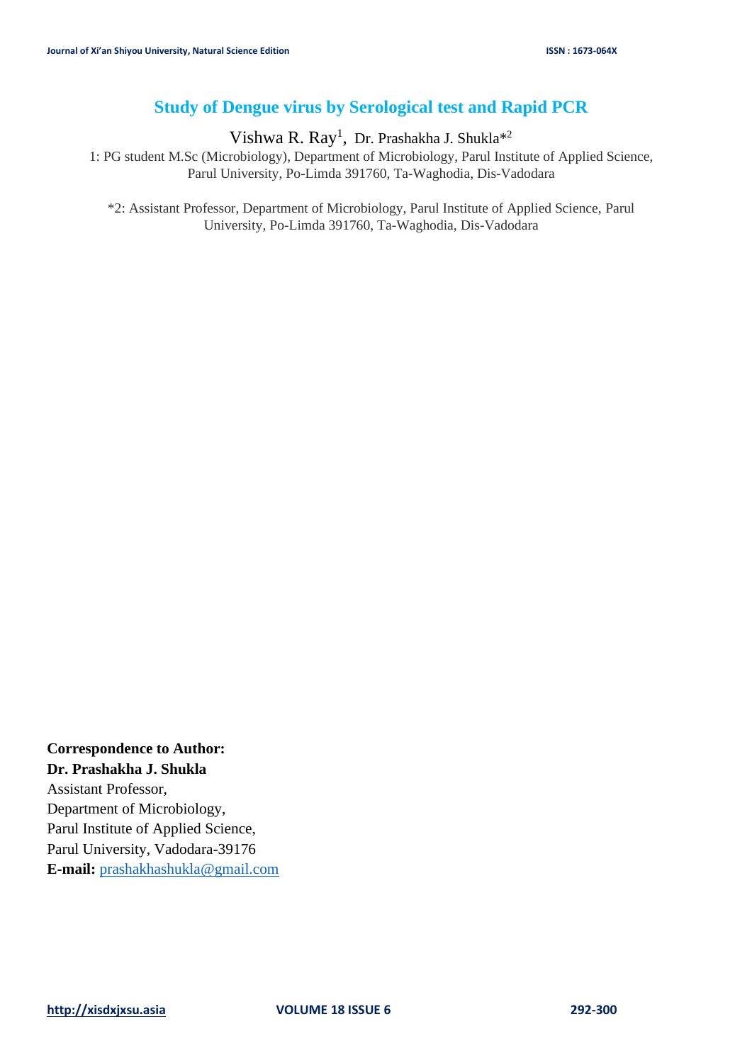# Study of Dengue virus by Serological test and Rapid PCR

Vishwa R. Ray[1], Dr. Prashakha J. Shukla*[2]

1: PG student M.Sc (Microbiology), Department of Microbiology, Parul Institute of Applied Science, Parul University, Po-Limda 391760, Ta-Waghodia, Dis-Vadodara

*2: Assistant Professor, Department of Microbiology, Parul Institute of Applied Science, Parul University, Po-Limda 391760, Ta-Waghodia, Dis-Vadodara

**Correspondence to Author:**
**Dr. Prashakha J. Shukla**
Assistant Professor,
Department of Microbiology,
Parul Institute of Applied Science,
Parul University, Vadodara-39176
**E-mail:** prashakhashukla@gmail.com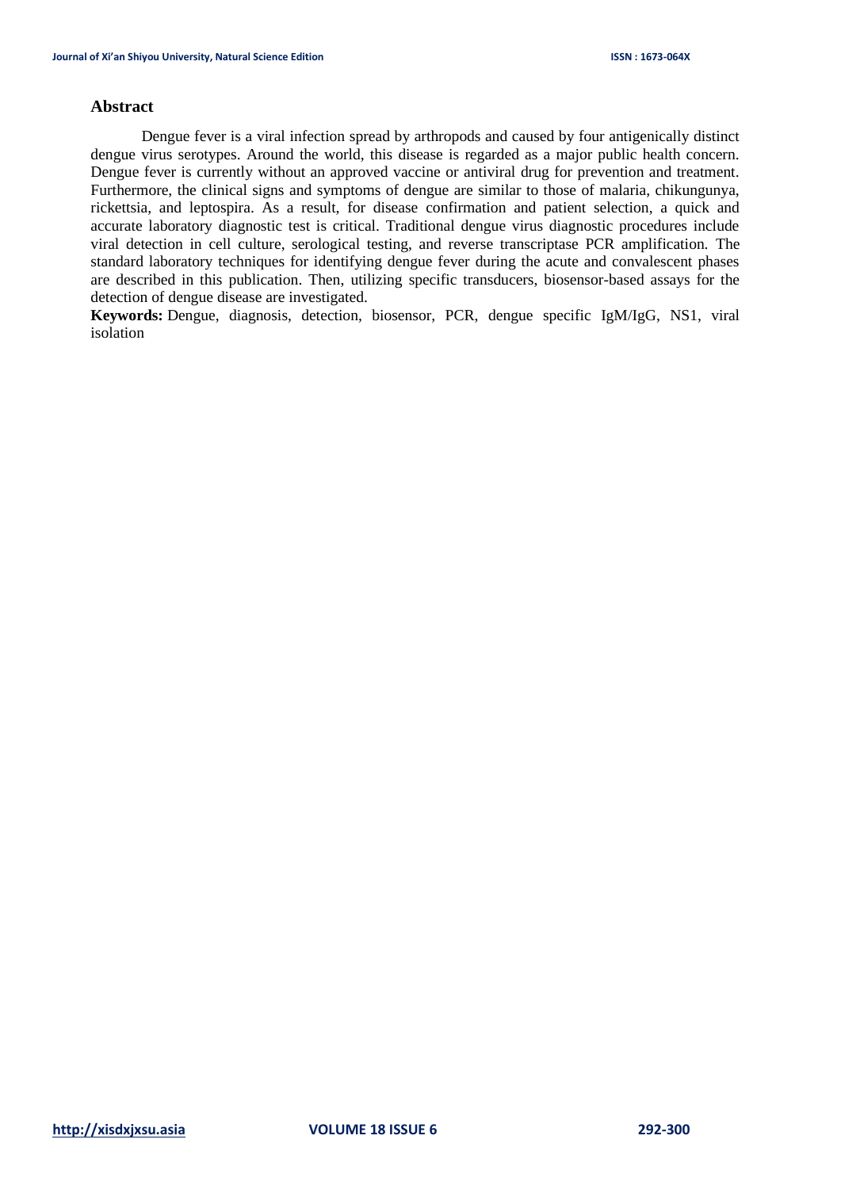## Abstract

Dengue fever is a viral infection spread by arthropods and caused by four antigenically distinct dengue virus serotypes. Around the world, this disease is regarded as a major public health concern. Dengue fever is currently without an approved vaccine or antiviral drug for prevention and treatment. Furthermore, the clinical signs and symptoms of dengue are similar to those of malaria, chikungunya, rickettsia, and leptospira. As a result, for disease confirmation and patient selection, a quick and accurate laboratory diagnostic test is critical. Traditional dengue virus diagnostic procedures include viral detection in cell culture, serological testing, and reverse transcriptase PCR amplification. The standard laboratory techniques for identifying dengue fever during the acute and convalescent phases are described in this publication. Then, utilizing specific transducers, biosensor-based assays for the detection of dengue disease are investigated.

**Keywords:** Dengue, diagnosis, detection, biosensor, PCR, dengue specific IgM/IgG, NS1, viral isolation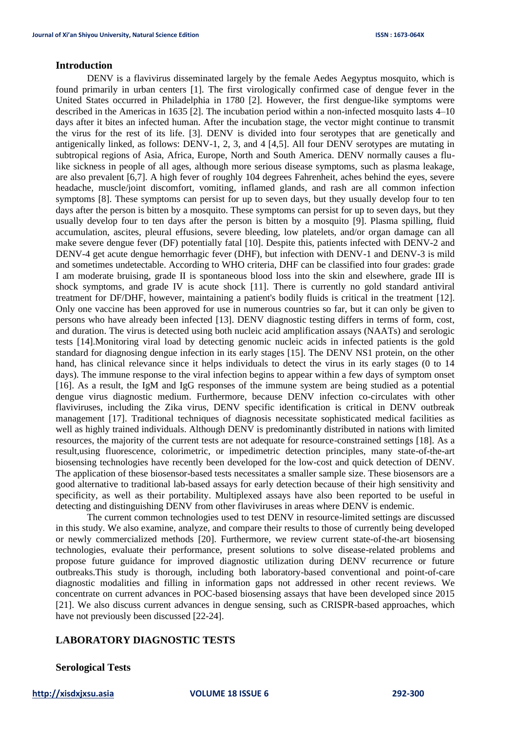## Introduction

DENV is a flavivirus disseminated largely by the female Aedes Aegyptus mosquito, which is found primarily in urban centers [1]. The first virologically confirmed case of dengue fever in the United States occurred in Philadelphia in 1780 [2]. However, the first dengue-like symptoms were described in the Americas in 1635 [2]. The incubation period within a non-infected mosquito lasts 4–10 days after it bites an infected human. After the incubation stage, the vector might continue to transmit the virus for the rest of its life. [3]. DENV is divided into four serotypes that are genetically and antigenically linked, as follows: DENV-1, 2, 3, and 4 [4,5]. All four DENV serotypes are mutating in subtropical regions of Asia, Africa, Europe, North and South America. DENV normally causes a flu-like sickness in people of all ages, although more serious disease symptoms, such as plasma leakage, are also prevalent [6,7]. A high fever of roughly 104 degrees Fahrenheit, aches behind the eyes, severe headache, muscle/joint discomfort, vomiting, inflamed glands, and rash are all common infection symptoms [8]. These symptoms can persist for up to seven days, but they usually develop four to ten days after the person is bitten by a mosquito. These symptoms can persist for up to seven days, but they usually develop four to ten days after the person is bitten by a mosquito [9]. Plasma spilling, fluid accumulation, ascites, pleural effusions, severe bleeding, low platelets, and/or organ damage can all make severe dengue fever (DF) potentially fatal [10]. Despite this, patients infected with DENV-2 and DENV-4 get acute dengue hemorrhagic fever (DHF), but infection with DENV-1 and DENV-3 is mild and sometimes undetectable. According to WHO criteria, DHF can be classified into four grades: grade I am moderate bruising, grade II is spontaneous blood loss into the skin and elsewhere, grade III is shock symptoms, and grade IV is acute shock [11]. There is currently no gold standard antiviral treatment for DF/DHF, however, maintaining a patient's bodily fluids is critical in the treatment [12]. Only one vaccine has been approved for use in numerous countries so far, but it can only be given to persons who have already been infected [13]. DENV diagnostic testing differs in terms of form, cost, and duration. The virus is detected using both nucleic acid amplification assays (NAATs) and serologic tests [14].Monitoring viral load by detecting genomic nucleic acids in infected patients is the gold standard for diagnosing dengue infection in its early stages [15]. The DENV NS1 protein, on the other hand, has clinical relevance since it helps individuals to detect the virus in its early stages (0 to 14 days). The immune response to the viral infection begins to appear within a few days of symptom onset [16]. As a result, the IgM and IgG responses of the immune system are being studied as a potential dengue virus diagnostic medium. Furthermore, because DENV infection co-circulates with other flaviviruses, including the Zika virus, DENV specific identification is critical in DENV outbreak management [17]. Traditional techniques of diagnosis necessitate sophisticated medical facilities as well as highly trained individuals. Although DENV is predominantly distributed in nations with limited resources, the majority of the current tests are not adequate for resource-constrained settings [18]. As a result,using fluorescence, colorimetric, or impedimetric detection principles, many state-of-the-art biosensing technologies have recently been developed for the low-cost and quick detection of DENV. The application of these biosensor-based tests necessitates a smaller sample size. These biosensors are a good alternative to traditional lab-based assays for early detection because of their high sensitivity and specificity, as well as their portability. Multiplexed assays have also been reported to be useful in detecting and distinguishing DENV from other flaviviruses in areas where DENV is endemic.

The current common technologies used to test DENV in resource-limited settings are discussed in this study. We also examine, analyze, and compare their results to those of currently being developed or newly commercialized methods [20]. Furthermore, we review current state-of-the-art biosensing technologies, evaluate their performance, present solutions to solve disease-related problems and propose future guidance for improved diagnostic utilization during DENV recurrence or future outbreaks.This study is thorough, including both laboratory-based conventional and point-of-care diagnostic modalities and filling in information gaps not addressed in other recent reviews. We concentrate on current advances in POC-based biosensing assays that have been developed since 2015 [21]. We also discuss current advances in dengue sensing, such as CRISPR-based approaches, which have not previously been discussed [22-24].

## LABORATORY DIAGNOSTIC TESTS

### Serological Tests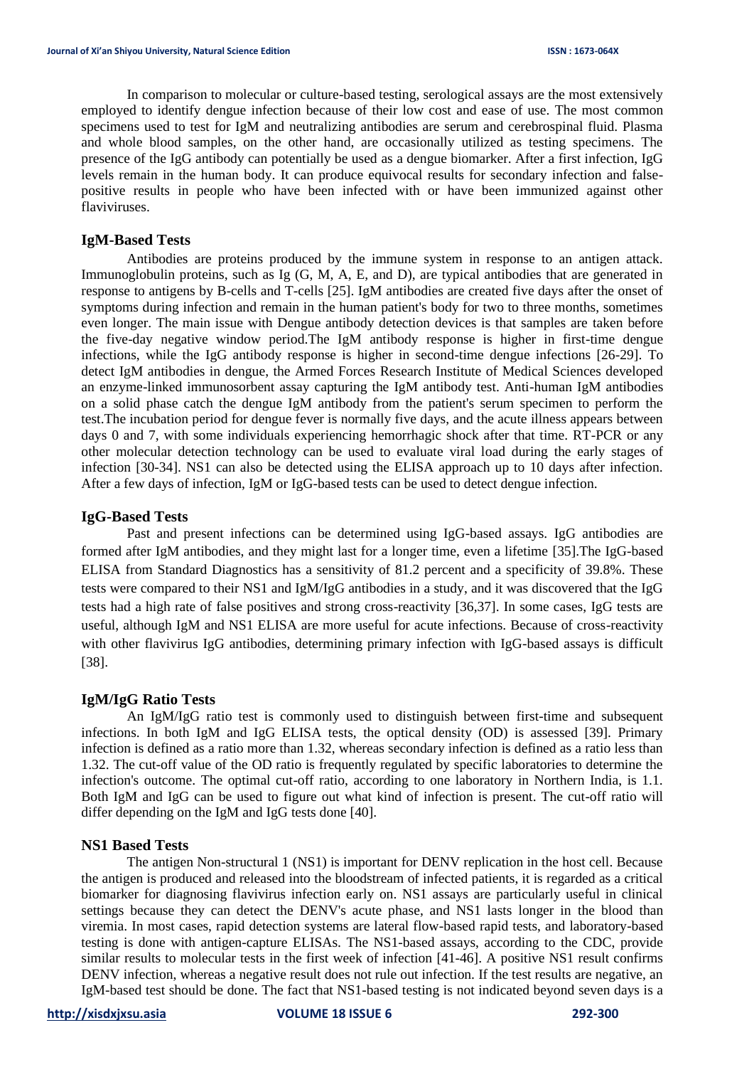In comparison to molecular or culture-based testing, serological assays are the most extensively employed to identify dengue infection because of their low cost and ease of use. The most common specimens used to test for IgM and neutralizing antibodies are serum and cerebrospinal fluid. Plasma and whole blood samples, on the other hand, are occasionally utilized as testing specimens. The presence of the IgG antibody can potentially be used as a dengue biomarker. After a first infection, IgG levels remain in the human body. It can produce equivocal results for secondary infection and false-positive results in people who have been infected with or have been immunized against other flaviviruses.

### IgM-Based Tests

Antibodies are proteins produced by the immune system in response to an antigen attack. Immunoglobulin proteins, such as Ig (G, M, A, E, and D), are typical antibodies that are generated in response to antigens by B-cells and T-cells [25]. IgM antibodies are created five days after the onset of symptoms during infection and remain in the human patient's body for two to three months, sometimes even longer. The main issue with Dengue antibody detection devices is that samples are taken before the five-day negative window period.The IgM antibody response is higher in first-time dengue infections, while the IgG antibody response is higher in second-time dengue infections [26-29]. To detect IgM antibodies in dengue, the Armed Forces Research Institute of Medical Sciences developed an enzyme-linked immunosorbent assay capturing the IgM antibody test. Anti-human IgM antibodies on a solid phase catch the dengue IgM antibody from the patient's serum specimen to perform the test.The incubation period for dengue fever is normally five days, and the acute illness appears between days 0 and 7, with some individuals experiencing hemorrhagic shock after that time. RT-PCR or any other molecular detection technology can be used to evaluate viral load during the early stages of infection [30-34]. NS1 can also be detected using the ELISA approach up to 10 days after infection. After a few days of infection, IgM or IgG-based tests can be used to detect dengue infection.

### IgG-Based Tests

Past and present infections can be determined using IgG-based assays. IgG antibodies are formed after IgM antibodies, and they might last for a longer time, even a lifetime [35].The IgG-based ELISA from Standard Diagnostics has a sensitivity of 81.2 percent and a specificity of 39.8%. These tests were compared to their NS1 and IgM/IgG antibodies in a study, and it was discovered that the IgG tests had a high rate of false positives and strong cross-reactivity [36,37]. In some cases, IgG tests are useful, although IgM and NS1 ELISA are more useful for acute infections. Because of cross-reactivity with other flavivirus IgG antibodies, determining primary infection with IgG-based assays is difficult [38].

### IgM/IgG Ratio Tests

An IgM/IgG ratio test is commonly used to distinguish between first-time and subsequent infections. In both IgM and IgG ELISA tests, the optical density (OD) is assessed [39]. Primary infection is defined as a ratio more than 1.32, whereas secondary infection is defined as a ratio less than 1.32. The cut-off value of the OD ratio is frequently regulated by specific laboratories to determine the infection's outcome. The optimal cut-off ratio, according to one laboratory in Northern India, is 1.1. Both IgM and IgG can be used to figure out what kind of infection is present. The cut-off ratio will differ depending on the IgM and IgG tests done [40].

### NS1 Based Tests

The antigen Non-structural 1 (NS1) is important for DENV replication in the host cell. Because the antigen is produced and released into the bloodstream of infected patients, it is regarded as a critical biomarker for diagnosing flavivirus infection early on. NS1 assays are particularly useful in clinical settings because they can detect the DENV's acute phase, and NS1 lasts longer in the blood than viremia. In most cases, rapid detection systems are lateral flow-based rapid tests, and laboratory-based testing is done with antigen-capture ELISAs. The NS1-based assays, according to the CDC, provide similar results to molecular tests in the first week of infection [41-46]. A positive NS1 result confirms DENV infection, whereas a negative result does not rule out infection. If the test results are negative, an IgM-based test should be done. The fact that NS1-based testing is not indicated beyond seven days is a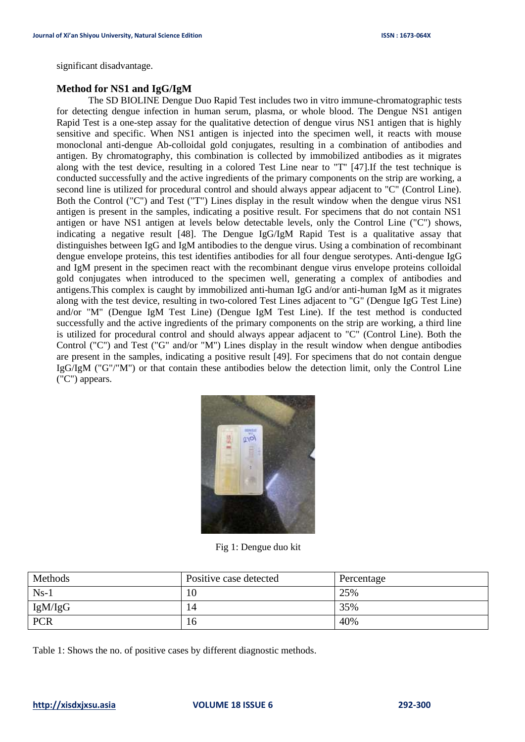significant disadvantage.

### Method for NS1 and IgG/IgM

The SD BIOLINE Dengue Duo Rapid Test includes two in vitro immune-chromatographic tests for detecting dengue infection in human serum, plasma, or whole blood. The Dengue NS1 antigen Rapid Test is a one-step assay for the qualitative detection of dengue virus NS1 antigen that is highly sensitive and specific. When NS1 antigen is injected into the specimen well, it reacts with mouse monoclonal anti-dengue Ab-colloidal gold conjugates, resulting in a combination of antibodies and antigen. By chromatography, this combination is collected by immobilized antibodies as it migrates along with the test device, resulting in a colored Test Line near to "T" [47].If the test technique is conducted successfully and the active ingredients of the primary components on the strip are working, a second line is utilized for procedural control and should always appear adjacent to "C" (Control Line). Both the Control ("C") and Test ("T") Lines display in the result window when the dengue virus NS1 antigen is present in the samples, indicating a positive result. For specimens that do not contain NS1 antigen or have NS1 antigen at levels below detectable levels, only the Control Line ("C") shows, indicating a negative result [48]. The Dengue IgG/IgM Rapid Test is a qualitative assay that distinguishes between IgG and IgM antibodies to the dengue virus. Using a combination of recombinant dengue envelope proteins, this test identifies antibodies for all four dengue serotypes. Anti-dengue IgG and IgM present in the specimen react with the recombinant dengue virus envelope proteins colloidal gold conjugates when introduced to the specimen well, generating a complex of antibodies and antigens.This complex is caught by immobilized anti-human IgG and/or anti-human IgM as it migrates along with the test device, resulting in two-colored Test Lines adjacent to "G" (Dengue IgG Test Line) and/or "M" (Dengue IgM Test Line) (Dengue IgM Test Line). If the test method is conducted successfully and the active ingredients of the primary components on the strip are working, a third line is utilized for procedural control and should always appear adjacent to "C" (Control Line). Both the Control ("C") and Test ("G" and/or "M") Lines display in the result window when dengue antibodies are present in the samples, indicating a positive result [49]. For specimens that do not contain dengue IgG/IgM ("G"/"M") or that contain these antibodies below the detection limit, only the Control Line ("C") appears.

Fig 1: Dengue duo kit

| Methods | Positive case detected | Percentage |
| --- | --- | --- |
| Ns-1 | 10 | 25% |
| IgM/IgG | 14 | 35% |
| PCR | 16 | 40% |

Table 1: Shows the no. of positive cases by different diagnostic methods.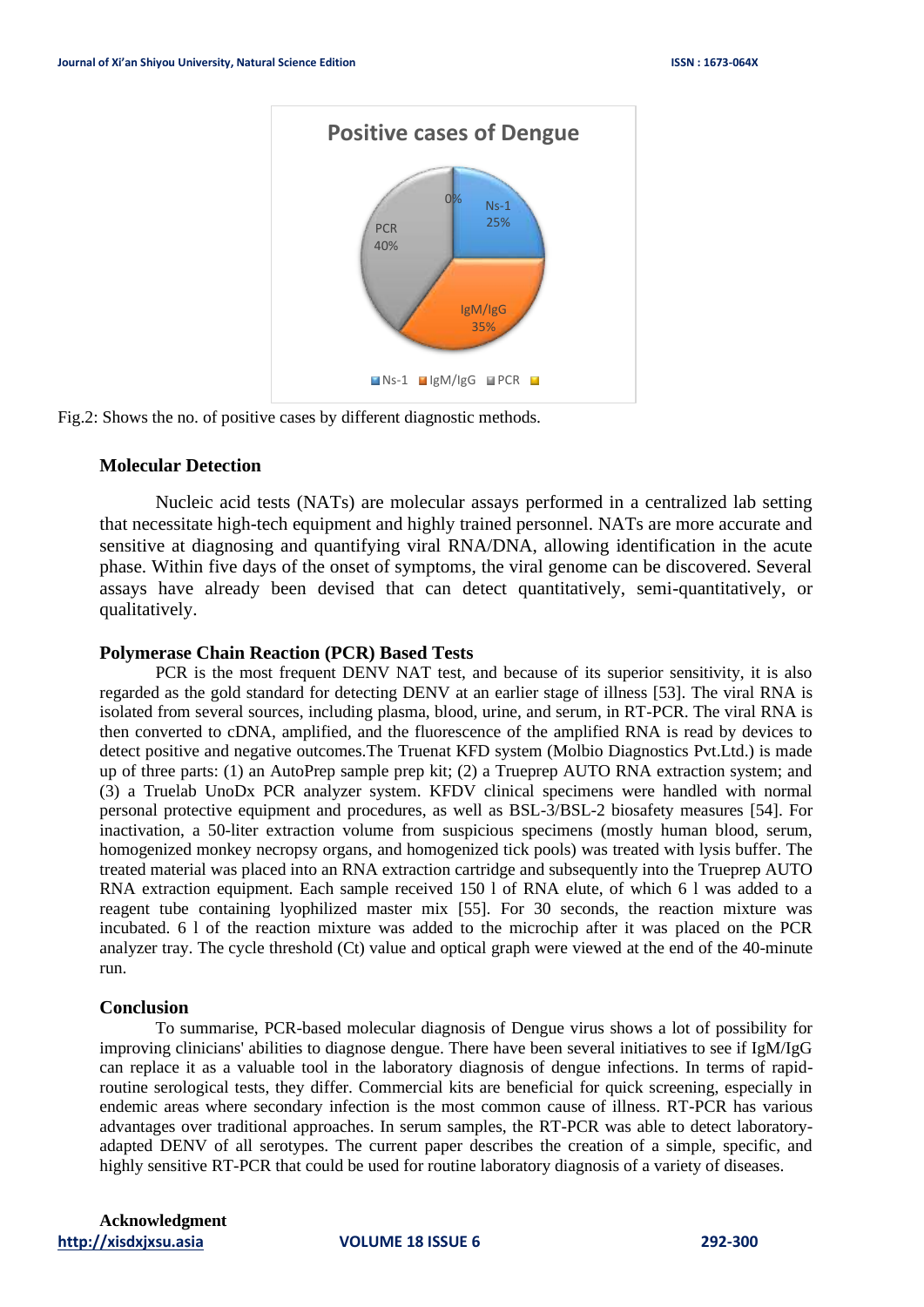Fig.2: Shows the no. of positive cases by different diagnostic methods.

### Molecular Detection

Nucleic acid tests (NATs) are molecular assays performed in a centralized lab setting that necessitate high-tech equipment and highly trained personnel. NATs are more accurate and sensitive at diagnosing and quantifying viral RNA/DNA, allowing identification in the acute phase. Within five days of the onset of symptoms, the viral genome can be discovered. Several assays have already been devised that can detect quantitatively, semi-quantitatively, or qualitatively.

### Polymerase Chain Reaction (PCR) Based Tests

PCR is the most frequent DENV NAT test, and because of its superior sensitivity, it is also regarded as the gold standard for detecting DENV at an earlier stage of illness [53]. The viral RNA is isolated from several sources, including plasma, blood, urine, and serum, in RT-PCR. The viral RNA is then converted to cDNA, amplified, and the fluorescence of the amplified RNA is read by devices to detect positive and negative outcomes.The Truenat KFD system (Molbio Diagnostics Pvt.Ltd.) is made up of three parts: (1) an AutoPrep sample prep kit; (2) a Trueprep AUTO RNA extraction system; and (3) a Truelab UnoDx PCR analyzer system. KFDV clinical specimens were handled with normal personal protective equipment and procedures, as well as BSL-3/BSL-2 biosafety measures [54]. For inactivation, a 50-liter extraction volume from suspicious specimens (mostly human blood, serum, homogenized monkey necropsy organs, and homogenized tick pools) was treated with lysis buffer. The treated material was placed into an RNA extraction cartridge and subsequently into the Trueprep AUTO RNA extraction equipment. Each sample received 150 l of RNA elute, of which 6 l was added to a reagent tube containing lyophilized master mix [55]. For 30 seconds, the reaction mixture was incubated. 6 l of the reaction mixture was added to the microchip after it was placed on the PCR analyzer tray. The cycle threshold (Ct) value and optical graph were viewed at the end of the 40-minute run.

### Conclusion

To summarise, PCR-based molecular diagnosis of Dengue virus shows a lot of possibility for improving clinicians' abilities to diagnose dengue. There have been several initiatives to see if IgM/IgG can replace it as a valuable tool in the laboratory diagnosis of dengue infections. In terms of rapid-routine serological tests, they differ. Commercial kits are beneficial for quick screening, especially in endemic areas where secondary infection is the most common cause of illness. RT-PCR has various advantages over traditional approaches. In serum samples, the RT-PCR was able to detect laboratory-adapted DENV of all serotypes. The current paper describes the creation of a simple, specific, and highly sensitive RT-PCR that could be used for routine laboratory diagnosis of a variety of diseases.

### Acknowledgment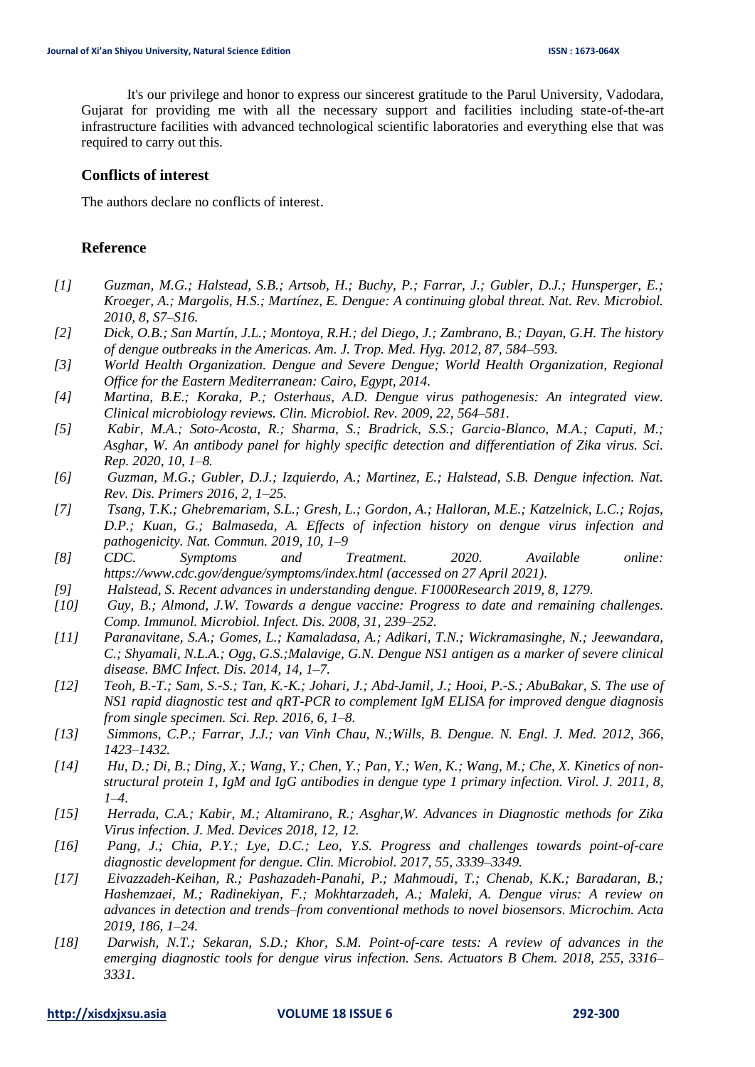It's our privilege and honor to express our sincerest gratitude to the Parul University, Vadodara, Gujarat for providing me with all the necessary support and facilities including state-of-the-art infrastructure facilities with advanced technological scientific laboratories and everything else that was required to carry out this.

## Conflicts of interest

The authors declare no conflicts of interest.

## Reference

[1] *Guzman, M.G.; Halstead, S.B.; Artsob, H.; Buchy, P.; Farrar, J.; Gubler, D.J.; Hunsperger, E.; Kroeger, A.; Margolis, H.S.; Martínez, E. Dengue: A continuing global threat. Nat. Rev. Microbiol. 2010, 8, S7–S16.*

[2] *Dick, O.B.; San Martín, J.L.; Montoya, R.H.; del Diego, J.; Zambrano, B.; Dayan, G.H. The history of dengue outbreaks in the Americas. Am. J. Trop. Med. Hyg. 2012, 87, 584–593.*

[3] *World Health Organization. Dengue and Severe Dengue; World Health Organization, Regional Office for the Eastern Mediterranean: Cairo, Egypt, 2014.*

[4] *Martina, B.E.; Koraka, P.; Osterhaus, A.D. Dengue virus pathogenesis: An integrated view. Clinical microbiology reviews. Clin. Microbiol. Rev. 2009, 22, 564–581.*

[5] *Kabir, M.A.; Soto-Acosta, R.; Sharma, S.; Bradrick, S.S.; Garcia-Blanco, M.A.; Caputi, M.; Asghar, W. An antibody panel for highly specific detection and differentiation of Zika virus. Sci. Rep. 2020, 10, 1–8.*

[6] *Guzman, M.G.; Gubler, D.J.; Izquierdo, A.; Martinez, E.; Halstead, S.B. Dengue infection. Nat. Rev. Dis. Primers 2016, 2, 1–25.*

[7] *Tsang, T.K.; Ghebremariam, S.L.; Gresh, L.; Gordon, A.; Halloran, M.E.; Katzelnick, L.C.; Rojas, D.P.; Kuan, G.; Balmaseda, A. Effects of infection history on dengue virus infection and pathogenicity. Nat. Commun. 2019, 10, 1–9*

[8] *CDC. Symptoms and Treatment. 2020. Available online: https://www.cdc.gov/dengue/symptoms/index.html (accessed on 27 April 2021).*

[9] *Halstead, S. Recent advances in understanding dengue. F1000Research 2019, 8, 1279.*

[10] *Guy, B.; Almond, J.W. Towards a dengue vaccine: Progress to date and remaining challenges. Comp. Immunol. Microbiol. Infect. Dis. 2008, 31, 239–252.*

[11] *Paranavitane, S.A.; Gomes, L.; Kamaladasa, A.; Adikari, T.N.; Wickramasinghe, N.; Jeewandara, C.; Shyamali, N.L.A.; Ogg, G.S.;Malavige, G.N. Dengue NS1 antigen as a marker of severe clinical disease. BMC Infect. Dis. 2014, 14, 1–7.*

[12] *Teoh, B.-T.; Sam, S.-S.; Tan, K.-K.; Johari, J.; Abd-Jamil, J.; Hooi, P.-S.; AbuBakar, S. The use of NS1 rapid diagnostic test and qRT-PCR to complement IgM ELISA for improved dengue diagnosis from single specimen. Sci. Rep. 2016, 6, 1–8.*

[13] *Simmons, C.P.; Farrar, J.J.; van Vinh Chau, N.;Wills, B. Dengue. N. Engl. J. Med. 2012, 366, 1423–1432.*

[14] *Hu, D.; Di, B.; Ding, X.; Wang, Y.; Chen, Y.; Pan, Y.; Wen, K.; Wang, M.; Che, X. Kinetics of non-structural protein 1, IgM and IgG antibodies in dengue type 1 primary infection. Virol. J. 2011, 8, 1–4.*

[15] *Herrada, C.A.; Kabir, M.; Altamirano, R.; Asghar,W. Advances in Diagnostic methods for Zika Virus infection. J. Med. Devices 2018, 12, 12.*

[16] *Pang, J.; Chia, P.Y.; Lye, D.C.; Leo, Y.S. Progress and challenges towards point-of-care diagnostic development for dengue. Clin. Microbiol. 2017, 55, 3339–3349.*

[17] *Eivazzadeh-Keihan, R.; Pashazadeh-Panahi, P.; Mahmoudi, T.; Chenab, K.K.; Baradaran, B.; Hashemzaei, M.; Radinekiyan, F.; Mokhtarzadeh, A.; Maleki, A. Dengue virus: A review on advances in detection and trends–from conventional methods to novel biosensors. Microchim. Acta 2019, 186, 1–24.*

[18] *Darwish, N.T.; Sekaran, S.D.; Khor, S.M. Point-of-care tests: A review of advances in the emerging diagnostic tools for dengue virus infection. Sens. Actuators B Chem. 2018, 255, 3316–3331.*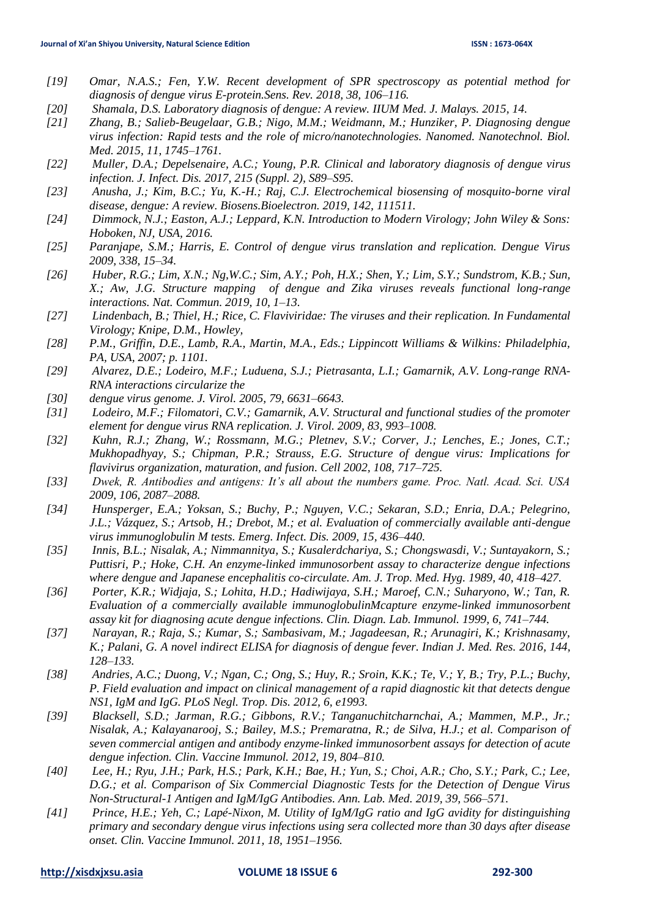[19] *Omar, N.A.S.; Fen, Y.W. Recent development of SPR spectroscopy as potential method for diagnosis of dengue virus E-protein.Sens. Rev. 2018, 38, 106–116.*

[20] *Shamala, D.S. Laboratory diagnosis of dengue: A review. IIUM Med. J. Malays. 2015, 14.*

[21] *Zhang, B.; Salieb-Beugelaar, G.B.; Nigo, M.M.; Weidmann, M.; Hunziker, P. Diagnosing dengue virus infection: Rapid tests and the role of micro/nanotechnologies. Nanomed. Nanotechnol. Biol. Med. 2015, 11, 1745–1761.*

[22] *Muller, D.A.; Depelsenaire, A.C.; Young, P.R. Clinical and laboratory diagnosis of dengue virus infection. J. Infect. Dis. 2017, 215 (Suppl. 2), S89–S95.*

[23] *Anusha, J.; Kim, B.C.; Yu, K.-H.; Raj, C.J. Electrochemical biosensing of mosquito-borne viral disease, dengue: A review. Biosens.Bioelectron. 2019, 142, 111511.*

[24] *Dimmock, N.J.; Easton, A.J.; Leppard, K.N. Introduction to Modern Virology; John Wiley & Sons: Hoboken, NJ, USA, 2016.*

[25] *Paranjape, S.M.; Harris, E. Control of dengue virus translation and replication. Dengue Virus 2009, 338, 15–34.*

[26] *Huber, R.G.; Lim, X.N.; Ng,W.C.; Sim, A.Y.; Poh, H.X.; Shen, Y.; Lim, S.Y.; Sundstrom, K.B.; Sun, X.; Aw, J.G. Structure mapping of dengue and Zika viruses reveals functional long-range interactions. Nat. Commun. 2019, 10, 1–13.*

[27] *Lindenbach, B.; Thiel, H.; Rice, C. Flaviviridae: The viruses and their replication. In Fundamental Virology; Knipe, D.M., Howley,*

[28] *P.M., Griffin, D.E., Lamb, R.A., Martin, M.A., Eds.; Lippincott Williams & Wilkins: Philadelphia, PA, USA, 2007; p. 1101.*

[29] *Alvarez, D.E.; Lodeiro, M.F.; Luduena, S.J.; Pietrasanta, L.I.; Gamarnik, A.V. Long-range RNA-RNA interactions circularize the*

[30] *dengue virus genome. J. Virol. 2005, 79, 6631–6643.*

[31] *Lodeiro, M.F.; Filomatori, C.V.; Gamarnik, A.V. Structural and functional studies of the promoter element for dengue virus RNA replication. J. Virol. 2009, 83, 993–1008.*

[32] *Kuhn, R.J.; Zhang, W.; Rossmann, M.G.; Pletnev, S.V.; Corver, J.; Lenches, E.; Jones, C.T.; Mukhopadhyay, S.; Chipman, P.R.; Strauss, E.G. Structure of dengue virus: Implications for flavivirus organization, maturation, and fusion. Cell 2002, 108, 717–725.*

[33] *Dwek, R. Antibodies and antigens: It's all about the numbers game. Proc. Natl. Acad. Sci. USA 2009, 106, 2087–2088.*

[34] *Hunsperger, E.A.; Yoksan, S.; Buchy, P.; Nguyen, V.C.; Sekaran, S.D.; Enria, D.A.; Pelegrino, J.L.; Vázquez, S.; Artsob, H.; Drebot, M.; et al. Evaluation of commercially available anti-dengue virus immunoglobulin M tests. Emerg. Infect. Dis. 2009, 15, 436–440.*

[35] *Innis, B.L.; Nisalak, A.; Nimmannitya, S.; Kusalerdchariya, S.; Chongswasdi, V.; Suntayakorn, S.; Puttisri, P.; Hoke, C.H. An enzyme-linked immunosorbent assay to characterize dengue infections where dengue and Japanese encephalitis co-circulate. Am. J. Trop. Med. Hyg. 1989, 40, 418–427.*

[36] *Porter, K.R.; Widjaja, S.; Lohita, H.D.; Hadiwijaya, S.H.; Maroef, C.N.; Suharyono, W.; Tan, R. Evaluation of a commercially available immunoglobulinMcapture enzyme-linked immunosorbent assay kit for diagnosing acute dengue infections. Clin. Diagn. Lab. Immunol. 1999, 6, 741–744.*

[37] *Narayan, R.; Raja, S.; Kumar, S.; Sambasivam, M.; Jagadeesan, R.; Arunagiri, K.; Krishnasamy, K.; Palani, G. A novel indirect ELISA for diagnosis of dengue fever. Indian J. Med. Res. 2016, 144, 128–133.*

[38] *Andries, A.C.; Duong, V.; Ngan, C.; Ong, S.; Huy, R.; Sroin, K.K.; Te, V.; Y, B.; Try, P.L.; Buchy, P. Field evaluation and impact on clinical management of a rapid diagnostic kit that detects dengue NS1, IgM and IgG. PLoS Negl. Trop. Dis. 2012, 6, e1993.*

[39] *Blacksell, S.D.; Jarman, R.G.; Gibbons, R.V.; Tanganuchitcharnchai, A.; Mammen, M.P., Jr.; Nisalak, A.; Kalayanarooj, S.; Bailey, M.S.; Premaratna, R.; de Silva, H.J.; et al. Comparison of seven commercial antigen and antibody enzyme-linked immunosorbent assays for detection of acute dengue infection. Clin. Vaccine Immunol. 2012, 19, 804–810.*

[40] *Lee, H.; Ryu, J.H.; Park, H.S.; Park, K.H.; Bae, H.; Yun, S.; Choi, A.R.; Cho, S.Y.; Park, C.; Lee, D.G.; et al. Comparison of Six Commercial Diagnostic Tests for the Detection of Dengue Virus Non-Structural-1 Antigen and IgM/IgG Antibodies. Ann. Lab. Med. 2019, 39, 566–571.*

[41] *Prince, H.E.; Yeh, C.; Lapé-Nixon, M. Utility of IgM/IgG ratio and IgG avidity for distinguishing primary and secondary dengue virus infections using sera collected more than 30 days after disease onset. Clin. Vaccine Immunol. 2011, 18, 1951–1956.*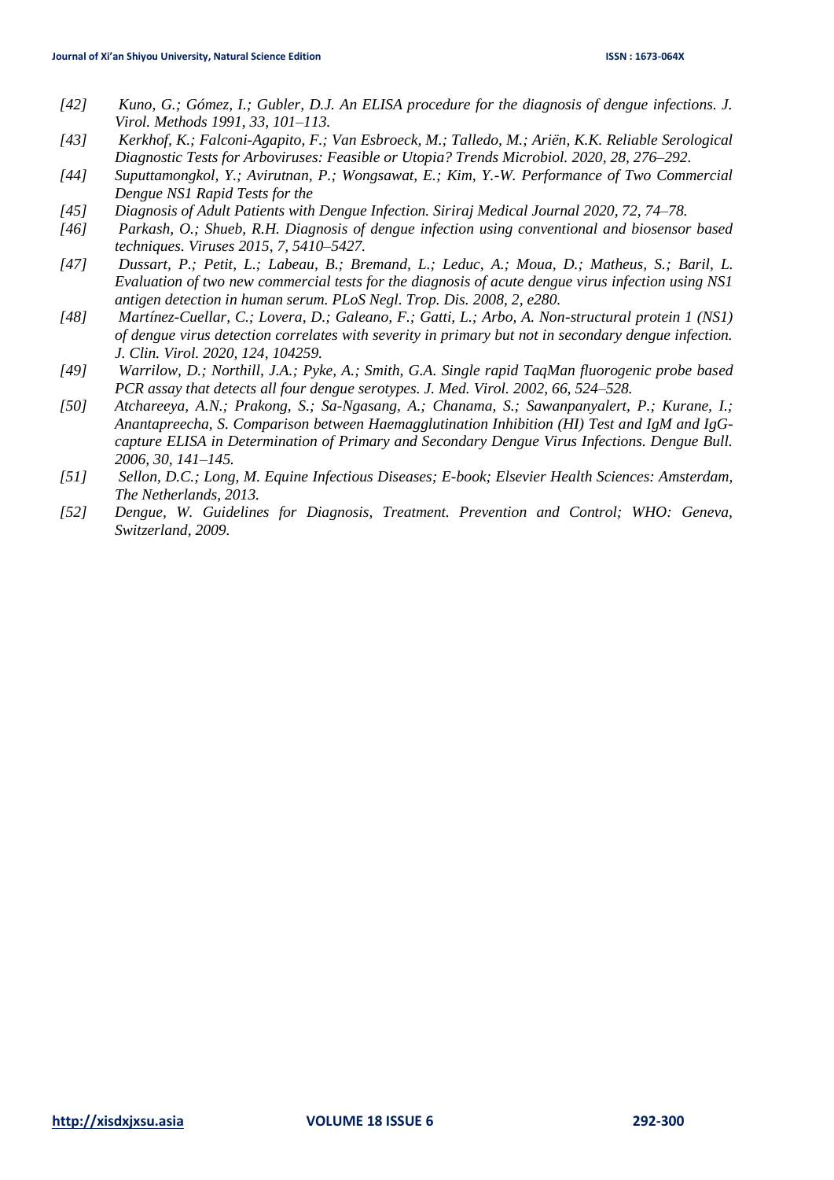[42] Kuno, G.; Gómez, I.; Gubler, D.J. An ELISA procedure for the diagnosis of dengue infections. J. Virol. Methods 1991, 33, 101–113.

[43] Kerkhof, K.; Falconi-Agapito, F.; Van Esbroeck, M.; Talledo, M.; Ariën, K.K. Reliable Serological Diagnostic Tests for Arboviruses: Feasible or Utopia? Trends Microbiol. 2020, 28, 276–292.

[44] Suputtamongkol, Y.; Avirutnan, P.; Wongsawat, E.; Kim, Y.-W. Performance of Two Commercial Dengue NS1 Rapid Tests for the

[45] Diagnosis of Adult Patients with Dengue Infection. Siriraj Medical Journal 2020, 72, 74–78.

[46] Parkash, O.; Shueb, R.H. Diagnosis of dengue infection using conventional and biosensor based techniques. Viruses 2015, 7, 5410–5427.

[47] Dussart, P.; Petit, L.; Labeau, B.; Bremand, L.; Leduc, A.; Moua, D.; Matheus, S.; Baril, L. Evaluation of two new commercial tests for the diagnosis of acute dengue virus infection using NS1 antigen detection in human serum. PLoS Negl. Trop. Dis. 2008, 2, e280.

[48] Martínez-Cuellar, C.; Lovera, D.; Galeano, F.; Gatti, L.; Arbo, A. Non-structural protein 1 (NS1) of dengue virus detection correlates with severity in primary but not in secondary dengue infection. J. Clin. Virol. 2020, 124, 104259.

[49] Warrilow, D.; Northill, J.A.; Pyke, A.; Smith, G.A. Single rapid TaqMan fluorogenic probe based PCR assay that detects all four dengue serotypes. J. Med. Virol. 2002, 66, 524–528.

[50] Atchareeya, A.N.; Prakong, S.; Sa-Ngasang, A.; Chanama, S.; Sawanpanyalert, P.; Kurane, I.; Anantapreecha, S. Comparison between Haemagglutination Inhibition (HI) Test and IgM and IgG-capture ELISA in Determination of Primary and Secondary Dengue Virus Infections. Dengue Bull. 2006, 30, 141–145.

[51] Sellon, D.C.; Long, M. Equine Infectious Diseases; E-book; Elsevier Health Sciences: Amsterdam, The Netherlands, 2013.

[52] Dengue, W. Guidelines for Diagnosis, Treatment. Prevention and Control; WHO: Geneva, Switzerland, 2009.